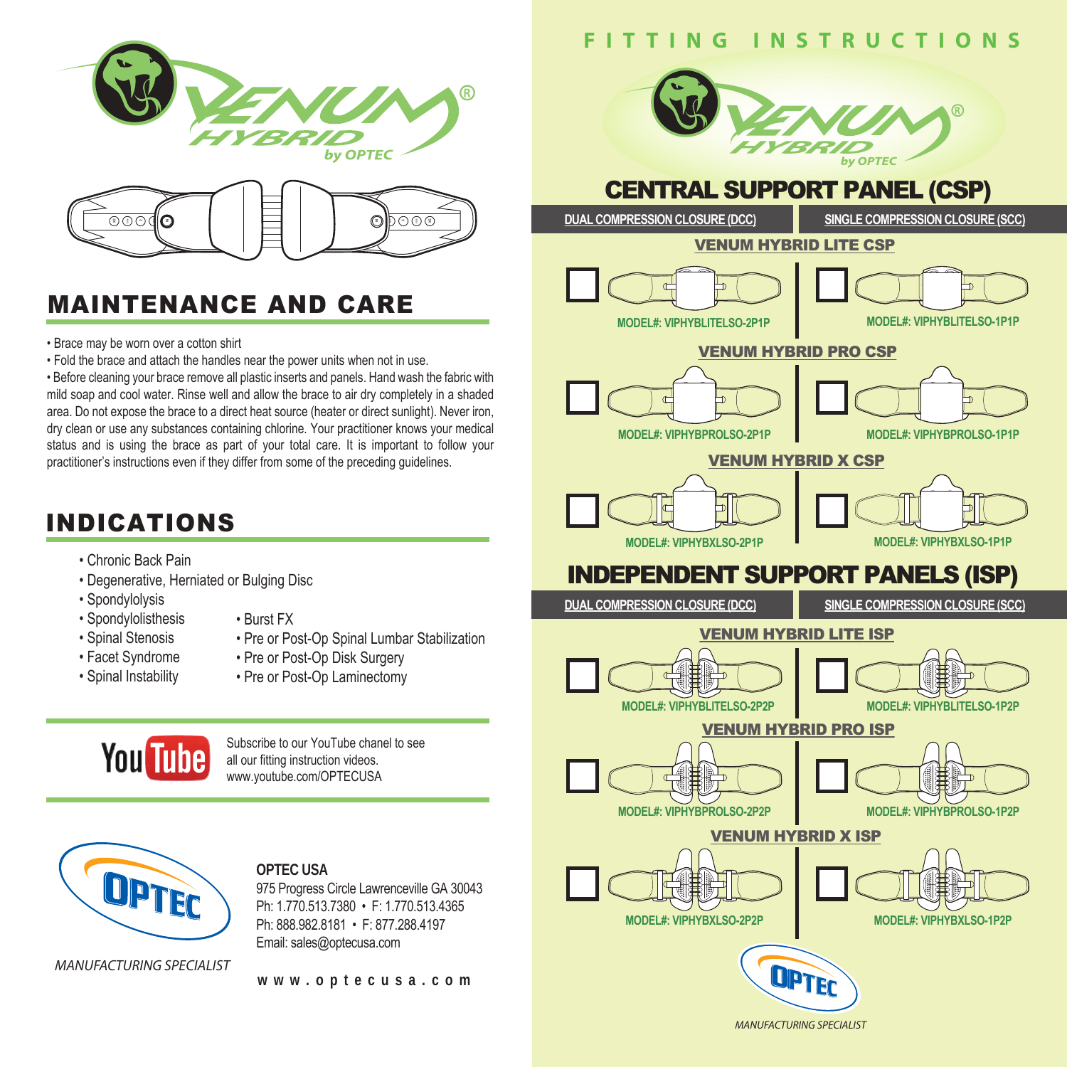# VENUM HYBRID by OPTEC

## MAINTENANCE AND CARE

- Brace may be worn over a cotton shirt
- Fold the brace and attach the handles near the power units when not in use.
- Before cleaning your brace remove all plastic inserts and panels. Hand wash the fabric with mild soap and cool water. Rinse well and allow the brace to air dry completely in a shaded area. Do not expose the brace to a direct heat source (heater or direct sunlight). Never iron, dry clean or use any substances containing chlorine. Your practitioner knows your medical status and is using the brace as part of your total care. It is important to follow your practitioner's instructions even if they differ from some of the preceding guidelines.

## INDICATIONS

- Chronic Back Pain
- Degenerative, Herniated or Bulging Disc
- Spondylolysis
- Spondylolisthesis
- Spinal Stenosis
- Facet Syndrome
- Spinal Instability
- Burst FX
- Pre or Post-Op Spinal Lumbar Stabilization
- Pre or Post-Op Disk Surgery
- Pre or Post-Op Laminectomy

YouTube

Subscribe to our YouTube chanel to see all our fitting instruction videos.
www.youtube.com/OPTECUSA

OPTEC

*MANUFACTURING SPECIALIST*

**OPTEC USA**
975 Progress Circle Lawrenceville GA 30043
Ph: 1.770.513.7380 • F: 1.770.513.4365
Ph: 888.982.8181 • F: 877.288.4197
Email: sales@optecusa.com

www.optecusa.com

# FITTING INSTRUCTIONS

VENUM HYBRID by OPTEC

## CENTRAL SUPPORT PANEL (CSP)

| DUAL COMPRESSION CLOSURE (DCC) | SINGLE COMPRESSION CLOSURE (SCC) |
|---|---|
| **VENUM HYBRID LITE CSP** | |
| ☐ MODEL#: VIPHYBLITELSO-2P1P | ☐ MODEL#: VIPHYBLITELSO-1P1P |
| **VENUM HYBRID PRO CSP** | |
| ☐ MODEL#: VIPHYBPROLSO-2P1P | ☐ MODEL#: VIPHYBPROLSO-1P1P |
| **VENUM HYBRID X CSP** | |
| ☐ MODEL#: VIPHYBXLSO-2P1P | ☐ MODEL#: VIPHYBXLSO-1P1P |

## INDEPENDENT SUPPORT PANELS (ISP)

| DUAL COMPRESSION CLOSURE (DCC) | SINGLE COMPRESSION CLOSURE (SCC) |
|---|---|
| **VENUM HYBRID LITE ISP** | |
| ☐ MODEL#: VIPHYBLITELSO-2P2P | ☐ MODEL#: VIPHYBLITELSO-1P2P |
| **VENUM HYBRID PRO ISP** | |
| ☐ MODEL#: VIPHYBPROLSO-2P2P | ☐ MODEL#: VIPHYBPROLSO-1P2P |
| **VENUM HYBRID X ISP** | |
| ☐ MODEL#: VIPHYBXLSO-2P2P | ☐ MODEL#: VIPHYBXLSO-1P2P |

OPTEC

*MANUFACTURING SPECIALIST*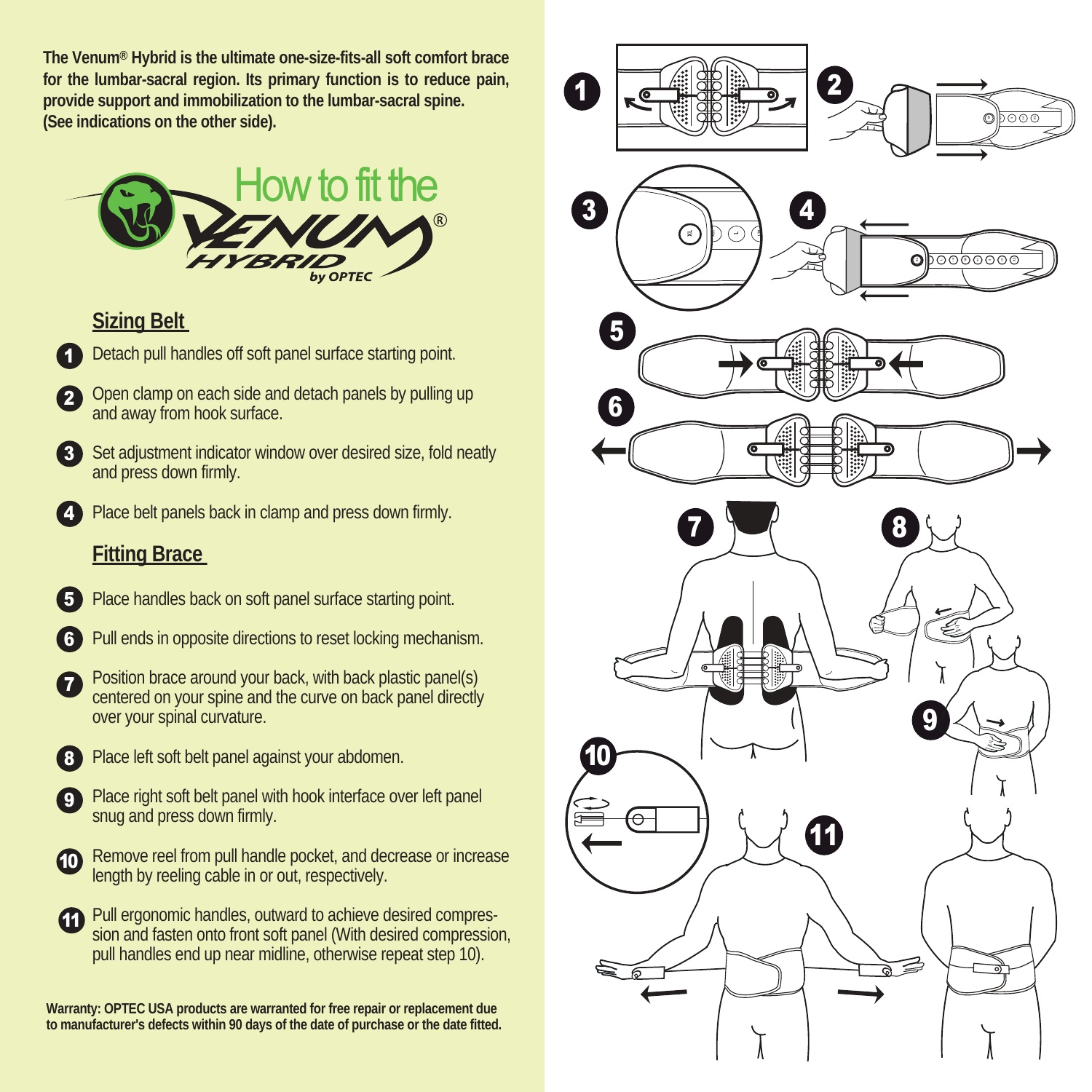**The Venum® Hybrid is the ultimate one-size-fits-all soft comfort brace for the lumbar-sacral region. Its primary function is to reduce pain, provide support and immobilization to the lumbar-sacral spine. (See indications on the other side).**

# How to fit the VENUM® HYBRID by OPTEC

## Sizing Belt

1. Detach pull handles off soft panel surface starting point.
2. Open clamp on each side and detach panels by pulling up and away from hook surface.
3. Set adjustment indicator window over desired size, fold neatly and press down firmly.
4. Place belt panels back in clamp and press down firmly.

## Fitting Brace

5. Place handles back on soft panel surface starting point.
6. Pull ends in opposite directions to reset locking mechanism.
7. Position brace around your back, with back plastic panel(s) centered on your spine and the curve on back panel directly over your spinal curvature.
8. Place left soft belt panel against your abdomen.
9. Place right soft belt panel with hook interface over left panel snug and press down firmly.
10. Remove reel from pull handle pocket, and decrease or increase length by reeling cable in or out, respectively.
11. Pull ergonomic handles, outward to achieve desired compression and fasten onto front soft panel (With desired compression, pull handles end up near midline, otherwise repeat step 10).

**Warranty: OPTEC USA products are warranted for free repair or replacement due to manufacturer's defects within 90 days of the date of purchase or the date fitted.**